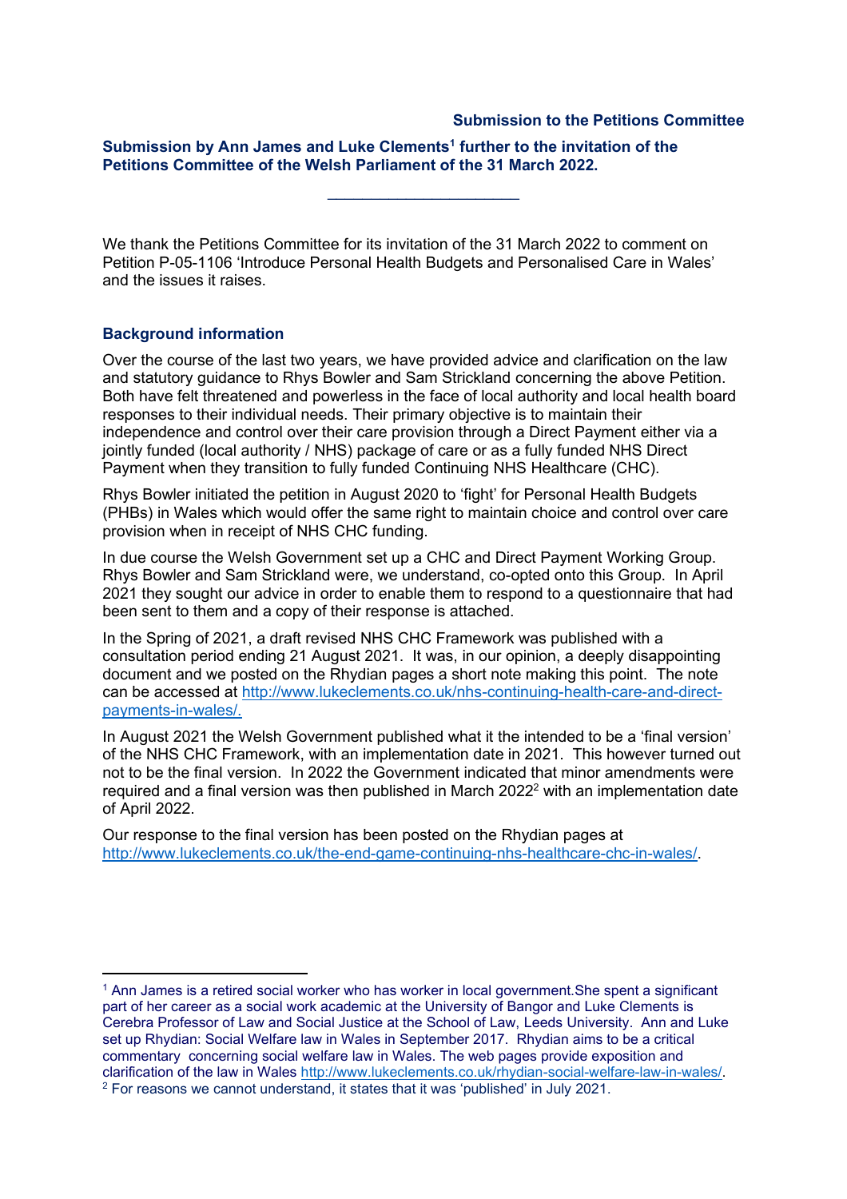**Submission to the Petitions Committee**

**Submission by Ann James and Luke Clements[1] further to the invitation of the Petitions Committee of the Welsh Parliament of the 31 March 2022.**

---

We thank the Petitions Committee for its invitation of the 31 March 2022 to comment on Petition P-05-1106 'Introduce Personal Health Budgets and Personalised Care in Wales' and the issues it raises.

## Background information

Over the course of the last two years, we have provided advice and clarification on the law and statutory guidance to Rhys Bowler and Sam Strickland concerning the above Petition. Both have felt threatened and powerless in the face of local authority and local health board responses to their individual needs. Their primary objective is to maintain their independence and control over their care provision through a Direct Payment either via a jointly funded (local authority / NHS) package of care or as a fully funded NHS Direct Payment when they transition to fully funded Continuing NHS Healthcare (CHC).

Rhys Bowler initiated the petition in August 2020 to 'fight' for Personal Health Budgets (PHBs) in Wales which would offer the same right to maintain choice and control over care provision when in receipt of NHS CHC funding.

In due course the Welsh Government set up a CHC and Direct Payment Working Group. Rhys Bowler and Sam Strickland were, we understand, co-opted onto this Group. In April 2021 they sought our advice in order to enable them to respond to a questionnaire that had been sent to them and a copy of their response is attached.

In the Spring of 2021, a draft revised NHS CHC Framework was published with a consultation period ending 21 August 2021. It was, in our opinion, a deeply disappointing document and we posted on the Rhydian pages a short note making this point. The note can be accessed at http://www.lukeclements.co.uk/nhs-continuing-health-care-and-direct-payments-in-wales/.

In August 2021 the Welsh Government published what it the intended to be a 'final version' of the NHS CHC Framework, with an implementation date in 2021. This however turned out not to be the final version. In 2022 the Government indicated that minor amendments were required and a final version was then published in March 2022[2] with an implementation date of April 2022.

Our response to the final version has been posted on the Rhydian pages at http://www.lukeclements.co.uk/the-end-game-continuing-nhs-healthcare-chc-in-wales/.

---

[1] Ann James is a retired social worker who has worker in local government.She spent a significant part of her career as a social work academic at the University of Bangor and Luke Clements is Cerebra Professor of Law and Social Justice at the School of Law, Leeds University. Ann and Luke set up Rhydian: Social Welfare law in Wales in September 2017. Rhydian aims to be a critical commentary concerning social welfare law in Wales. The web pages provide exposition and clarification of the law in Wales http://www.lukeclements.co.uk/rhydian-social-welfare-law-in-wales/.

[2] For reasons we cannot understand, it states that it was 'published' in July 2021.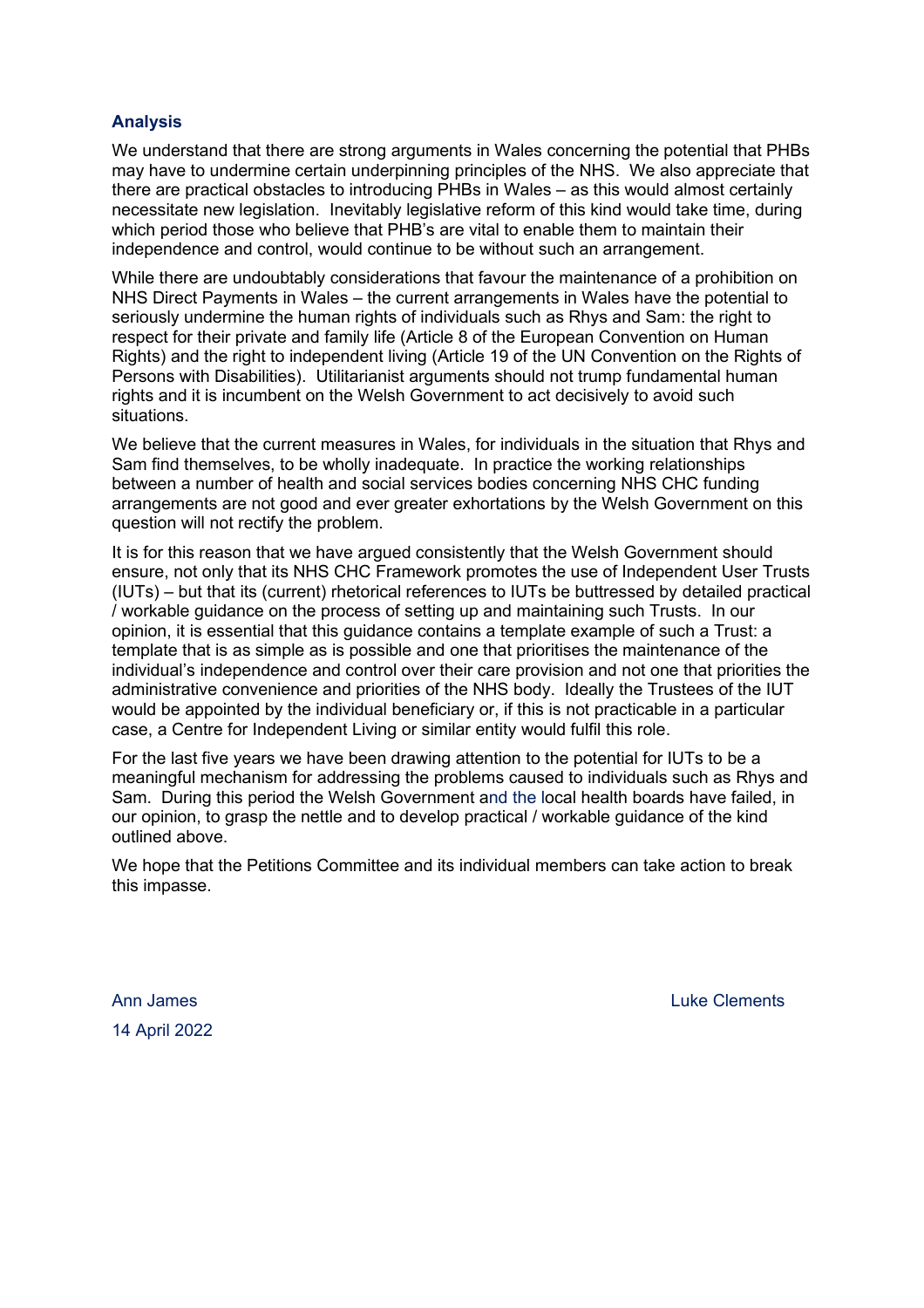## Analysis

We understand that there are strong arguments in Wales concerning the potential that PHBs may have to undermine certain underpinning principles of the NHS. We also appreciate that there are practical obstacles to introducing PHBs in Wales – as this would almost certainly necessitate new legislation. Inevitably legislative reform of this kind would take time, during which period those who believe that PHB's are vital to enable them to maintain their independence and control, would continue to be without such an arrangement.

While there are undoubtably considerations that favour the maintenance of a prohibition on NHS Direct Payments in Wales – the current arrangements in Wales have the potential to seriously undermine the human rights of individuals such as Rhys and Sam: the right to respect for their private and family life (Article 8 of the European Convention on Human Rights) and the right to independent living (Article 19 of the UN Convention on the Rights of Persons with Disabilities). Utilitarianist arguments should not trump fundamental human rights and it is incumbent on the Welsh Government to act decisively to avoid such situations.

We believe that the current measures in Wales, for individuals in the situation that Rhys and Sam find themselves, to be wholly inadequate. In practice the working relationships between a number of health and social services bodies concerning NHS CHC funding arrangements are not good and ever greater exhortations by the Welsh Government on this question will not rectify the problem.

It is for this reason that we have argued consistently that the Welsh Government should ensure, not only that its NHS CHC Framework promotes the use of Independent User Trusts (IUTs) – but that its (current) rhetorical references to IUTs be buttressed by detailed practical / workable guidance on the process of setting up and maintaining such Trusts. In our opinion, it is essential that this guidance contains a template example of such a Trust: a template that is as simple as is possible and one that prioritises the maintenance of the individual's independence and control over their care provision and not one that priorities the administrative convenience and priorities of the NHS body. Ideally the Trustees of the IUT would be appointed by the individual beneficiary or, if this is not practicable in a particular case, a Centre for Independent Living or similar entity would fulfil this role.

For the last five years we have been drawing attention to the potential for IUTs to be a meaningful mechanism for addressing the problems caused to individuals such as Rhys and Sam. During this period the Welsh Government and the local health boards have failed, in our opinion, to grasp the nettle and to develop practical / workable guidance of the kind outlined above.

We hope that the Petitions Committee and its individual members can take action to break this impasse.

Ann James | Luke Clements

14 April 2022